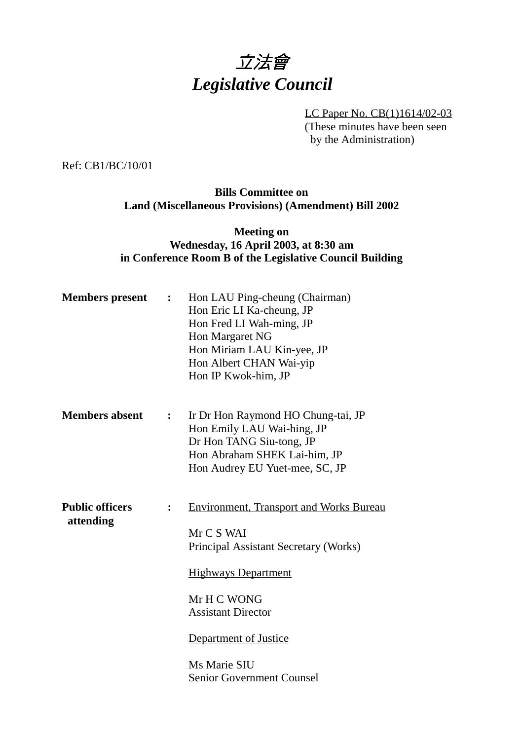# *立法會*
# *Legislative Council*

LC Paper No. CB(1)1614/02-03
(These minutes have been seen by the Administration)

Ref: CB1/BC/10/01

**Bills Committee on**
**Land (Miscellaneous Provisions) (Amendment) Bill 2002**

**Meeting on**
**Wednesday, 16 April 2003, at 8:30 am**
**in Conference Room B of the Legislative Council Building**

**Members present** : Hon LAU Ping-cheung (Chairman)
Hon Eric LI Ka-cheung, JP
Hon Fred LI Wah-ming, JP
Hon Margaret NG
Hon Miriam LAU Kin-yee, JP
Hon Albert CHAN Wai-yip
Hon IP Kwok-him, JP

**Members absent** : Ir Dr Hon Raymond HO Chung-tai, JP
Hon Emily LAU Wai-hing, JP
Dr Hon TANG Siu-tong, JP
Hon Abraham SHEK Lai-him, JP
Hon Audrey EU Yuet-mee, SC, JP

**Public officers attending** : Environment, Transport and Works Bureau

Mr C S WAI
Principal Assistant Secretary (Works)

Highways Department

Mr H C WONG
Assistant Director

Department of Justice

Ms Marie SIU
Senior Government Counsel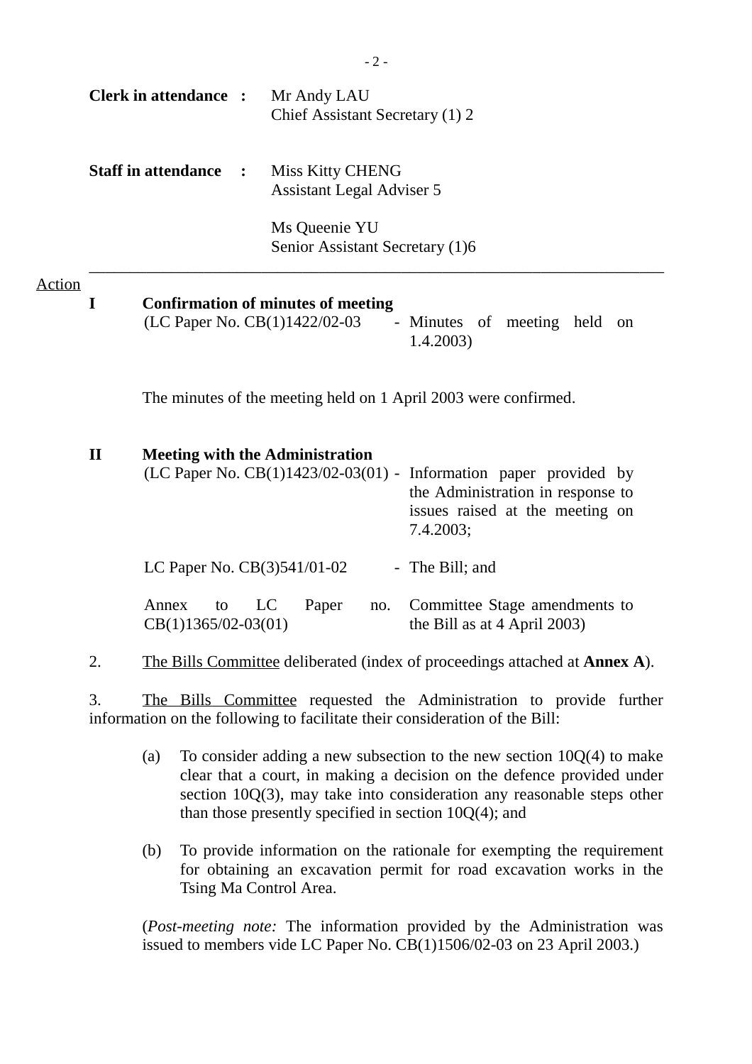| | | |
|---|---|---|
| **Clerk in attendance** | **:** | Mr Andy LAU<br>Chief Assistant Secretary (1) 2 |
| **Staff in attendance** | **:** | Miss Kitty CHENG<br>Assistant Legal Adviser 5<br><br>Ms Queenie YU<br>Senior Assistant Secretary (1)6 |

---

Action

**I Confirmation of minutes of meeting**

(LC Paper No. CB(1)1422/02-03 - Minutes of meeting held on 1.4.2003)

The minutes of the meeting held on 1 April 2003 were confirmed.

**II Meeting with the Administration**

| | | |
|---|---|---|
| (LC Paper No. CB(1)1423/02-03(01) | - | Information paper provided by the Administration in response to issues raised at the meeting on 7.4.2003; |
| LC Paper No. CB(3)541/01-02 | - | The Bill; and |
| Annex to LC Paper no. CB(1)1365/02-03(01) | | Committee Stage amendments to the Bill as at 4 April 2003) |

2. The Bills Committee deliberated (index of proceedings attached at **Annex A**).

3. The Bills Committee requested the Administration to provide further information on the following to facilitate their consideration of the Bill:

(a) To consider adding a new subsection to the new section 10Q(4) to make clear that a court, in making a decision on the defence provided under section 10Q(3), may take into consideration any reasonable steps other than those presently specified in section 10Q(4); and

(b) To provide information on the rationale for exempting the requirement for obtaining an excavation permit for road excavation works in the Tsing Ma Control Area.

(*Post-meeting note:* The information provided by the Administration was issued to members vide LC Paper No. CB(1)1506/02-03 on 23 April 2003.)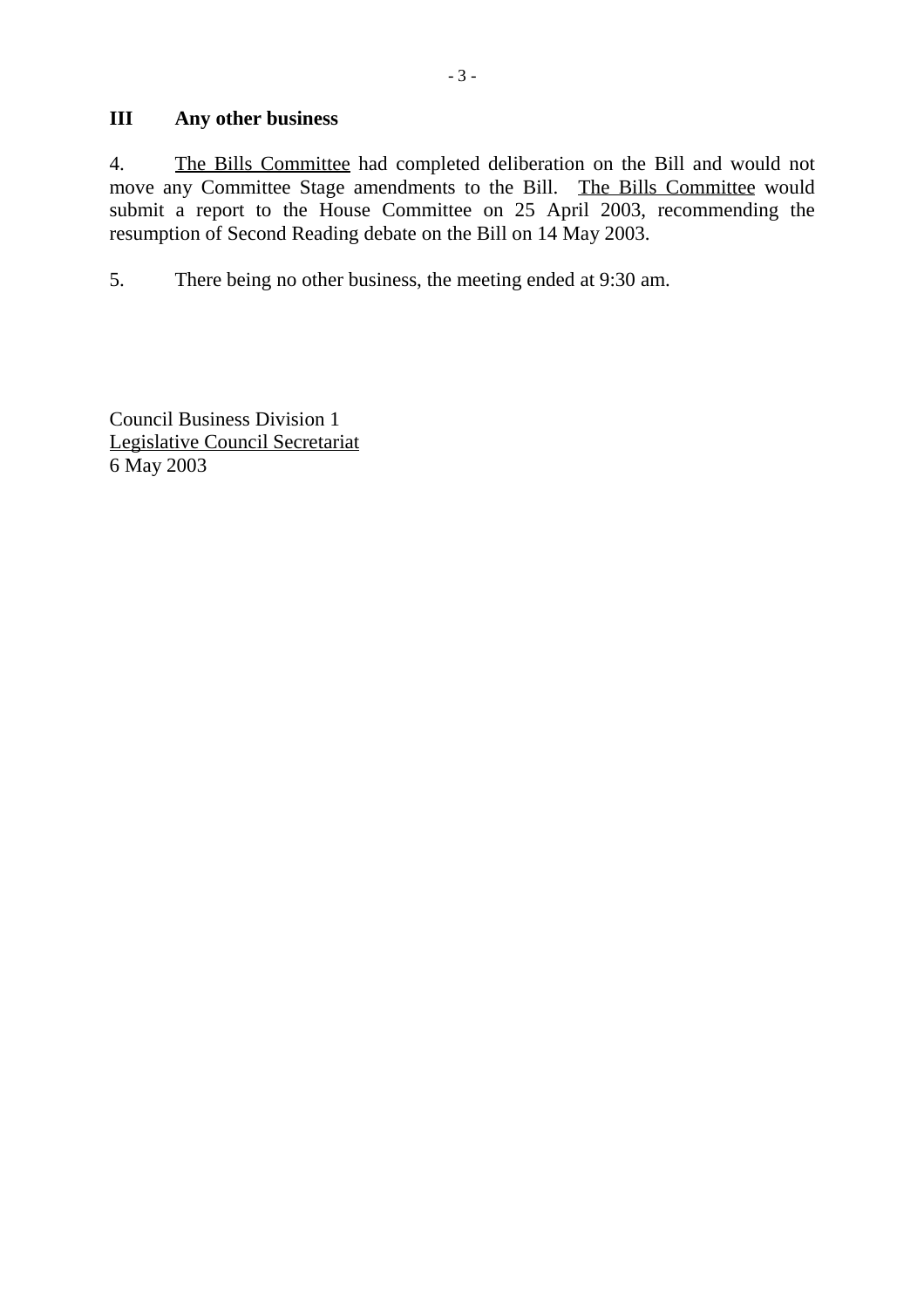## III Any other business

4. The Bills Committee had completed deliberation on the Bill and would not move any Committee Stage amendments to the Bill. The Bills Committee would submit a report to the House Committee on 25 April 2003, recommending the resumption of Second Reading debate on the Bill on 14 May 2003.

5. There being no other business, the meeting ended at 9:30 am.

Council Business Division 1
Legislative Council Secretariat
6 May 2003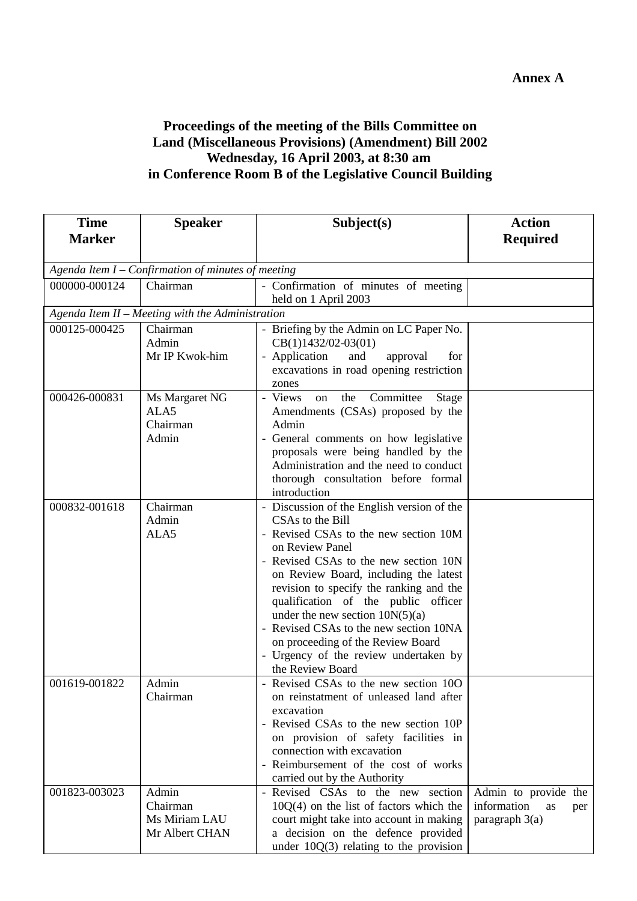**Annex A**

**Proceedings of the meeting of the Bills Committee on Land (Miscellaneous Provisions) (Amendment) Bill 2002 Wednesday, 16 April 2003, at 8:30 am in Conference Room B of the Legislative Council Building**

| Time Marker | Speaker | Subject(s) | Action Required |
|---|---|---|---|
| *Agenda Item I – Confirmation of minutes of meeting* | | | |
| 000000-000124 | Chairman | - Confirmation of minutes of meeting held on 1 April 2003 | |
| *Agenda Item II – Meeting with the Administration* | | | |
| 000125-000425 | Chairman<br>Admin<br>Mr IP Kwok-him | - Briefing by the Admin on LC Paper No. CB(1)1432/02-03(01)<br>- Application and approval for excavations in road opening restriction zones | |
| 000426-000831 | Ms Margaret NG<br>ALA5<br>Chairman<br>Admin | - Views on the Committee Stage Amendments (CSAs) proposed by the Admin<br>- General comments on how legislative proposals were being handled by the Administration and the need to conduct thorough consultation before formal introduction | |
| 000832-001618 | Chairman<br>Admin<br>ALA5 | - Discussion of the English version of the CSAs to the Bill<br>- Revised CSAs to the new section 10M on Review Panel<br>- Revised CSAs to the new section 10N on Review Board, including the latest revision to specify the ranking and the qualification of the public officer under the new section 10N(5)(a)<br>- Revised CSAs to the new section 10NA on proceeding of the Review Board<br>- Urgency of the review undertaken by the Review Board | |
| 001619-001822 | Admin<br>Chairman | - Revised CSAs to the new section 10O on reinstatment of unleased land after excavation<br>- Revised CSAs to the new section 10P on provision of safety facilities in connection with excavation<br>- Reimbursement of the cost of works carried out by the Authority | |
| 001823-003023 | Admin<br>Chairman<br>Ms Miriam LAU<br>Mr Albert CHAN | - Revised CSAs to the new section 10Q(4) on the list of factors which the court might take into account in making a decision on the defence provided under 10Q(3) relating to the provision | Admin to provide the information as per paragraph 3(a) |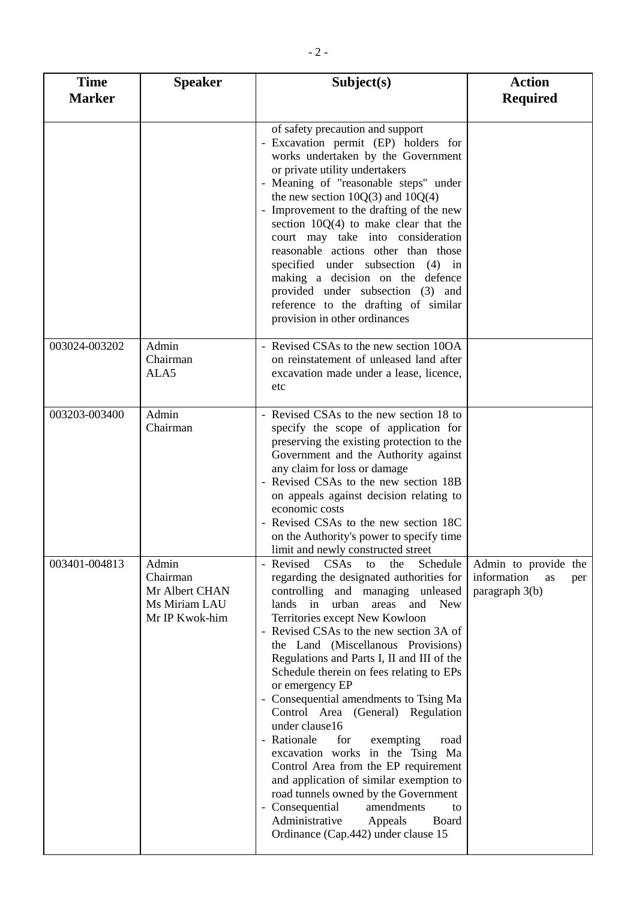| Time Marker | Speaker | Subject(s) | Action Required |
|---|---|---|---|
| | | of safety precaution and support<br>- Excavation permit (EP) holders for works undertaken by the Government or private utility undertakers<br>- Meaning of "reasonable steps" under the new section 10Q(3) and 10Q(4)<br>- Improvement to the drafting of the new section 10Q(4) to make clear that the court may take into consideration reasonable actions other than those specified under subsection (4) in making a decision on the defence provided under subsection (3) and reference to the drafting of similar provision in other ordinances | |
| 003024-003202 | Admin<br>Chairman<br>ALA5 | - Revised CSAs to the new section 10OA on reinstatement of unleased land after excavation made under a lease, licence, etc | |
| 003203-003400 | Admin<br>Chairman | - Revised CSAs to the new section 18 to specify the scope of application for preserving the existing protection to the Government and the Authority against any claim for loss or damage<br>- Revised CSAs to the new section 18B on appeals against decision relating to economic costs<br>- Revised CSAs to the new section 18C on the Authority's power to specify time limit and newly constructed street | |
| 003401-004813 | Admin<br>Chairman<br>Mr Albert CHAN<br>Ms Miriam LAU<br>Mr IP Kwok-him | - Revised CSAs to the Schedule regarding the designated authorities for controlling and managing unleased lands in urban areas and New Territories except New Kowloon<br>- Revised CSAs to the new section 3A of the Land (Miscellanous Provisions) Regulations and Parts I, II and III of the Schedule therein on fees relating to EPs or emergency EP<br>- Consequential amendments to Tsing Ma Control Area (General) Regulation under clause16<br>- Rationale for exempting road excavation works in the Tsing Ma Control Area from the EP requirement and application of similar exemption to road tunnels owned by the Government<br>- Consequential amendments to Administrative Appeals Board Ordinance (Cap.442) under clause 15 | Admin to provide the information as per paragraph 3(b) |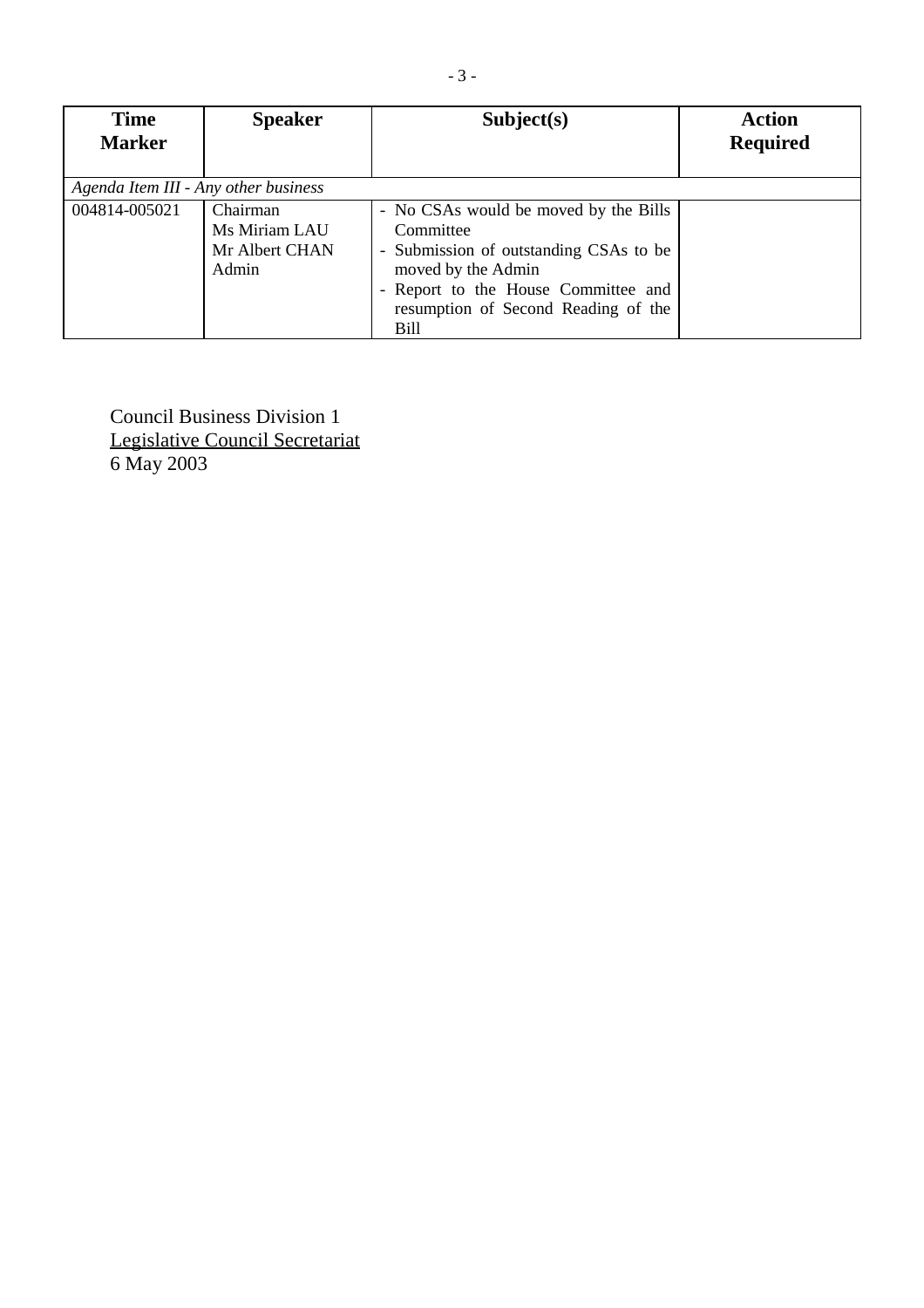| Time Marker | Speaker | Subject(s) | Action Required |
|---|---|---|---|
| *Agenda Item III - Any other business* | | | |
| 004814-005021 | Chairman<br>Ms Miriam LAU<br>Mr Albert CHAN<br>Admin | - No CSAs would be moved by the Bills Committee<br>- Submission of outstanding CSAs to be moved by the Admin<br>- Report to the House Committee and resumption of Second Reading of the Bill | |

Council Business Division 1
Legislative Council Secretariat
6 May 2003